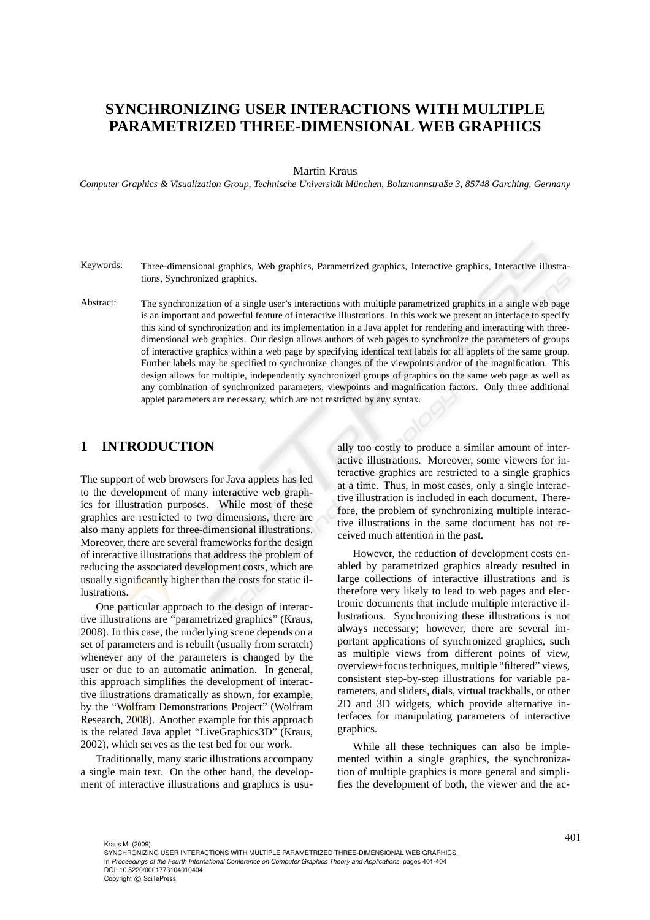# SYNCHRONIZING USER INTERACTIONS WITH MULTIPLE PARAMETRIZED THREE-DIMENSIONAL WEB GRAPHICS

Martin Kraus

*Computer Graphics & Visualization Group, Technische Universität München, Boltzmannstraße 3, 85748 Garching, Germany*

Keywords: Three-dimensional graphics, Web graphics, Parametrized graphics, Interactive graphics, Interactive illustrations, Synchronized graphics.

Abstract: The synchronization of a single user's interactions with multiple parametrized graphics in a single web page is an important and powerful feature of interactive illustrations. In this work we present an interface to specify this kind of synchronization and its implementation in a Java applet for rendering and interacting with three-dimensional web graphics. Our design allows authors of web pages to synchronize the parameters of groups of interactive graphics within a web page by specifying identical text labels for all applets of the same group. Further labels may be specified to synchronize changes of the viewpoints and/or of the magnification. This design allows for multiple, independently synchronized groups of graphics on the same web page as well as any combination of synchronized parameters, viewpoints and magnification factors. Only three additional applet parameters are necessary, which are not restricted by any syntax.

## 1 INTRODUCTION

The support of web browsers for Java applets has led to the development of many interactive web graphics for illustration purposes. While most of these graphics are restricted to two dimensions, there are also many applets for three-dimensional illustrations. Moreover, there are several frameworks for the design of interactive illustrations that address the problem of reducing the associated development costs, which are usually significantly higher than the costs for static illustrations.

One particular approach to the design of interactive illustrations are "parametrized graphics" (Kraus, 2008). In this case, the underlying scene depends on a set of parameters and is rebuilt (usually from scratch) whenever any of the parameters is changed by the user or due to an automatic animation. In general, this approach simplifies the development of interactive illustrations dramatically as shown, for example, by the "Wolfram Demonstrations Project" (Wolfram Research, 2008). Another example for this approach is the related Java applet "LiveGraphics3D" (Kraus, 2002), which serves as the test bed for our work.

Traditionally, many static illustrations accompany a single main text. On the other hand, the development of interactive illustrations and graphics is usually too costly to produce a similar amount of interactive illustrations. Moreover, some viewers for interactive graphics are restricted to a single graphics at a time. Thus, in most cases, only a single interactive illustration is included in each document. Therefore, the problem of synchronizing multiple interactive illustrations in the same document has not received much attention in the past.

However, the reduction of development costs enabled by parametrized graphics already resulted in large collections of interactive illustrations and is therefore very likely to lead to web pages and electronic documents that include multiple interactive illustrations. Synchronizing these illustrations is not always necessary; however, there are several important applications of synchronized graphics, such as multiple views from different points of view, overview+focus techniques, multiple "filtered" views, consistent step-by-step illustrations for variable parameters, and sliders, dials, virtual trackballs, or other 2D and 3D widgets, which provide alternative interfaces for manipulating parameters of interactive graphics.

While all these techniques can also be implemented within a single graphics, the synchronization of multiple graphics is more general and simplifies the development of both, the viewer and the ac-

Kraus M. (2009).
SYNCHRONIZING USER INTERACTIONS WITH MULTIPLE PARAMETRIZED THREE-DIMENSIONAL WEB GRAPHICS.
In *Proceedings of the Fourth International Conference on Computer Graphics Theory and Applications*, pages 401-404
DOI: 10.5220/0001773104010404
Copyright © SciTePress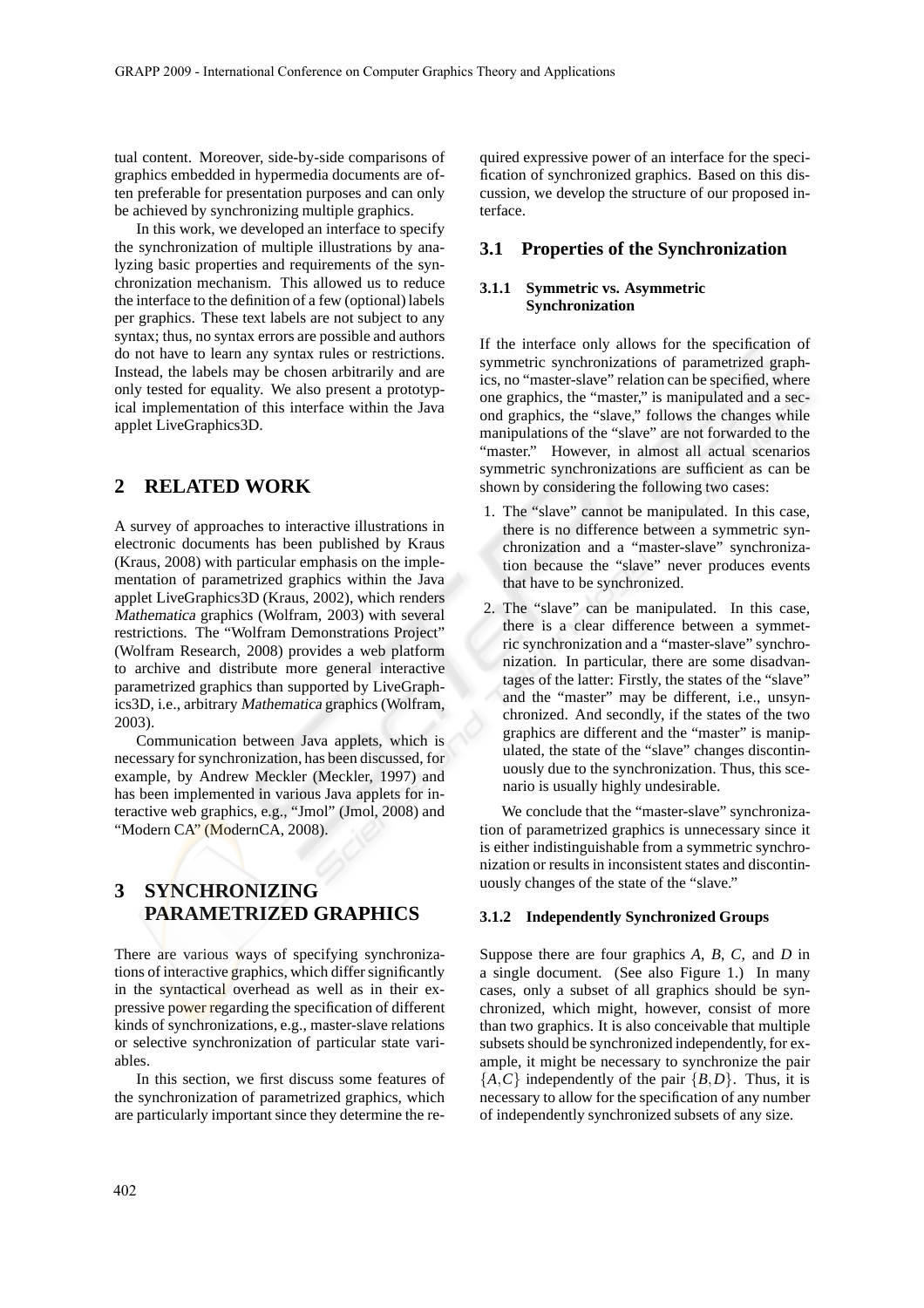tual content. Moreover, side-by-side comparisons of graphics embedded in hypermedia documents are often preferable for presentation purposes and can only be achieved by synchronizing multiple graphics.

In this work, we developed an interface to specify the synchronization of multiple illustrations by analyzing basic properties and requirements of the synchronization mechanism. This allowed us to reduce the interface to the definition of a few (optional) labels per graphics. These text labels are not subject to any syntax; thus, no syntax errors are possible and authors do not have to learn any syntax rules or restrictions. Instead, the labels may be chosen arbitrarily and are only tested for equality. We also present a prototypical implementation of this interface within the Java applet LiveGraphics3D.

## 2 RELATED WORK

A survey of approaches to interactive illustrations in electronic documents has been published by Kraus (Kraus, 2008) with particular emphasis on the implementation of parametrized graphics within the Java applet LiveGraphics3D (Kraus, 2002), which renders *Mathematica* graphics (Wolfram, 2003) with several restrictions. The "Wolfram Demonstrations Project" (Wolfram Research, 2008) provides a web platform to archive and distribute more general interactive parametrized graphics than supported by LiveGraphics3D, i.e., arbitrary *Mathematica* graphics (Wolfram, 2003).

Communication between Java applets, which is necessary for synchronization, has been discussed, for example, by Andrew Meckler (Meckler, 1997) and has been implemented in various Java applets for interactive web graphics, e.g., "Jmol" (Jmol, 2008) and "Modern CA" (ModernCA, 2008).

## 3 SYNCHRONIZING PARAMETRIZED GRAPHICS

There are various ways of specifying synchronizations of interactive graphics, which differ significantly in the syntactical overhead as well as in their expressive power regarding the specification of different kinds of synchronizations, e.g., master-slave relations or selective synchronization of particular state variables.

In this section, we first discuss some features of the synchronization of parametrized graphics, which are particularly important since they determine the required expressive power of an interface for the specification of synchronized graphics. Based on this discussion, we develop the structure of our proposed interface.

### 3.1 Properties of the Synchronization

#### 3.1.1 Symmetric vs. Asymmetric Synchronization

If the interface only allows for the specification of symmetric synchronizations of parametrized graphics, no "master-slave" relation can be specified, where one graphics, the "master," is manipulated and a second graphics, the "slave," follows the changes while manipulations of the "slave" are not forwarded to the "master." However, in almost all actual scenarios symmetric synchronizations are sufficient as can be shown by considering the following two cases:

1. The "slave" cannot be manipulated. In this case, there is no difference between a symmetric synchronization and a "master-slave" synchronization because the "slave" never produces events that have to be synchronized.
2. The "slave" can be manipulated. In this case, there is a clear difference between a symmetric synchronization and a "master-slave" synchronization. In particular, there are some disadvantages of the latter: Firstly, the states of the "slave" and the "master" may be different, i.e., unsynchronized. And secondly, if the states of the two graphics are different and the "master" is manipulated, the state of the "slave" changes discontinuously due to the synchronization. Thus, this scenario is usually highly undesirable.

We conclude that the "master-slave" synchronization of parametrized graphics is unnecessary since it is either indistinguishable from a symmetric synchronization or results in inconsistent states and discontinuously changes of the state of the "slave."

#### 3.1.2 Independently Synchronized Groups

Suppose there are four graphics $A$, $B$, $C$, and $D$ in a single document. (See also Figure 1.) In many cases, only a subset of all graphics should be synchronized, which might, however, consist of more than two graphics. It is also conceivable that multiple subsets should be synchronized independently, for example, it might be necessary to synchronize the pair $\{A,C\}$ independently of the pair $\{B,D\}$. Thus, it is necessary to allow for the specification of any number of independently synchronized subsets of any size.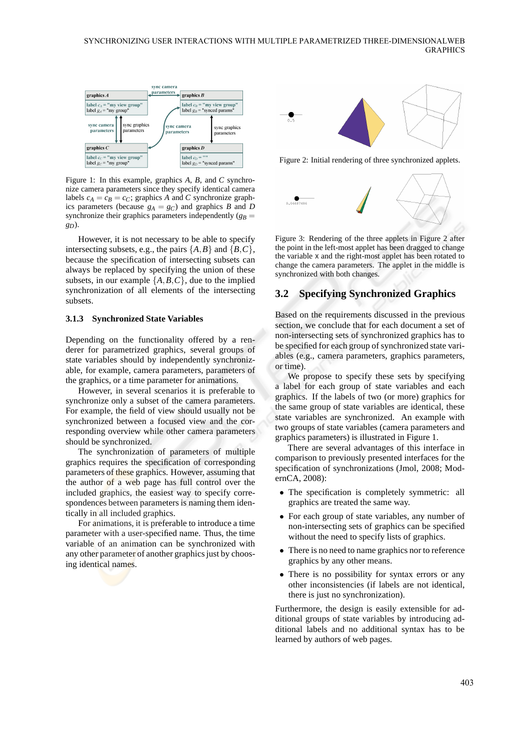Figure 1: In this example, graphics $A$, $B$, and $C$ synchronize camera parameters since they specify identical camera labels $c_A = c_B = c_C$; graphics $A$ and $C$ synchronize graphics parameters (because $g_A = g_C$) and graphics $B$ and $D$ synchronize their graphics parameters independently ($g_B = g_D$).

However, it is not necessary to be able to specify intersecting subsets, e.g., the pairs $\{A,B\}$ and $\{B,C\}$, because the specification of intersecting subsets can always be replaced by specifying the union of these subsets, in our example $\{A,B,C\}$, due to the implied synchronization of all elements of the intersecting subsets.

### 3.1.3 Synchronized State Variables

Depending on the functionality offered by a renderer for parametrized graphics, several groups of state variables should by independently synchronizable, for example, camera parameters, parameters of the graphics, or a time parameter for animations.

However, in several scenarios it is preferable to synchronize only a subset of the camera parameters. For example, the field of view should usually not be synchronized between a focused view and the corresponding overview while other camera parameters should be synchronized.

The synchronization of parameters of multiple graphics requires the specification of corresponding parameters of these graphics. However, assuming that the author of a web page has full control over the included graphics, the easiest way to specify correspondences between parameters is naming them identically in all included graphics.

For animations, it is preferable to introduce a time parameter with a user-specified name. Thus, the time variable of an animation can be synchronized with any other parameter of another graphics just by choosing identical names.

Figure 2: Initial rendering of three synchronized applets.

Figure 3: Rendering of the three applets in Figure 2 after the point in the left-most applet has been dragged to change the variable x and the right-most applet has been rotated to change the camera parameters. The applet in the middle is synchronized with both changes.

## 3.2 Specifying Synchronized Graphics

Based on the requirements discussed in the previous section, we conclude that for each document a set of non-intersecting sets of synchronized graphics has to be specified for each group of synchronized state variables (e.g., camera parameters, graphics parameters, or time).

We propose to specify these sets by specifying a label for each group of state variables and each graphics. If the labels of two (or more) graphics for the same group of state variables are identical, these state variables are synchronized. An example with two groups of state variables (camera parameters and graphics parameters) is illustrated in Figure 1.

There are several advantages of this interface in comparison to previously presented interfaces for the specification of synchronizations (Jmol, 2008; ModernCA, 2008):

- The specification is completely symmetric: all graphics are treated the same way.
- For each group of state variables, any number of non-intersecting sets of graphics can be specified without the need to specify lists of graphics.
- There is no need to name graphics nor to reference graphics by any other means.
- There is no possibility for syntax errors or any other inconsistencies (if labels are not identical, there is just no synchronization).

Furthermore, the design is easily extensible for additional groups of state variables by introducing additional labels and no additional syntax has to be learned by authors of web pages.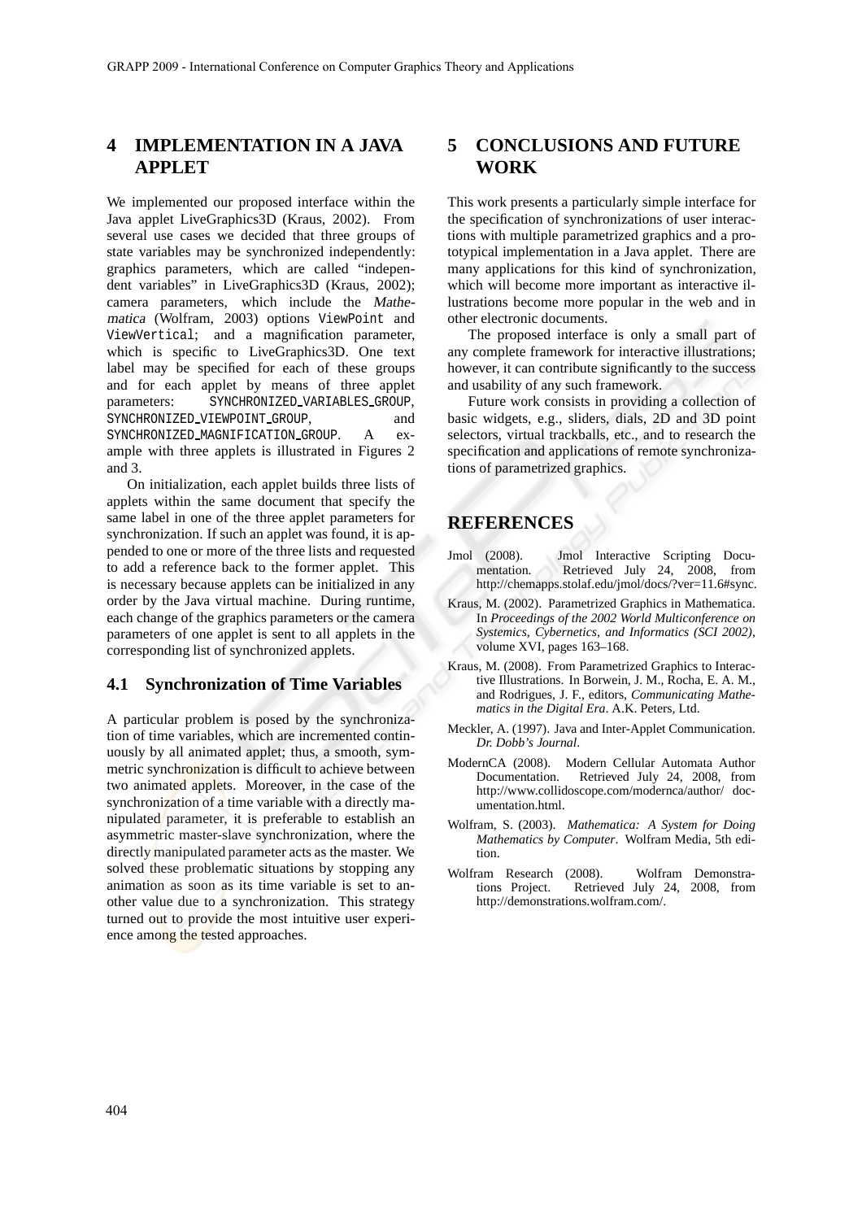## 4 IMPLEMENTATION IN A JAVA APPLET

We implemented our proposed interface within the Java applet LiveGraphics3D (Kraus, 2002). From several use cases we decided that three groups of state variables may be synchronized independently: graphics parameters, which are called "independent variables" in LiveGraphics3D (Kraus, 2002); camera parameters, which include the *Mathematica* (Wolfram, 2003) options `ViewPoint` and `ViewVertical`; and a magnification parameter, which is specific to LiveGraphics3D. One text label may be specified for each of these groups and for each applet by means of three applet parameters: `SYNCHRONIZED_VARIABLES_GROUP`, `SYNCHRONIZED_VIEWPOINT_GROUP`, and `SYNCHRONIZED_MAGNIFICATION_GROUP`. A example with three applets is illustrated in Figures 2 and 3.

On initialization, each applet builds three lists of applets within the same document that specify the same label in one of the three applet parameters for synchronization. If such an applet was found, it is appended to one or more of the three lists and requested to add a reference back to the former applet. This is necessary because applets can be initialized in any order by the Java virtual machine. During runtime, each change of the graphics parameters or the camera parameters of one applet is sent to all applets in the corresponding list of synchronized applets.

### 4.1 Synchronization of Time Variables

A particular problem is posed by the synchronization of time variables, which are incremented continuously by all animated applet; thus, a smooth, symmetric synchronization is difficult to achieve between two animated applets. Moreover, in the case of the synchronization of a time variable with a directly manipulated parameter, it is preferable to establish an asymmetric master-slave synchronization, where the directly manipulated parameter acts as the master. We solved these problematic situations by stopping any animation as soon as its time variable is set to another value due to a synchronization. This strategy turned out to provide the most intuitive user experience among the tested approaches.

## 5 CONCLUSIONS AND FUTURE WORK

This work presents a particularly simple interface for the specification of synchronizations of user interactions with multiple parametrized graphics and a prototypical implementation in a Java applet. There are many applications for this kind of synchronization, which will become more important as interactive illustrations become more popular in the web and in other electronic documents.

The proposed interface is only a small part of any complete framework for interactive illustrations; however, it can contribute significantly to the success and usability of any such framework.

Future work consists in providing a collection of basic widgets, e.g., sliders, dials, 2D and 3D point selectors, virtual trackballs, etc., and to research the specification and applications of remote synchronizations of parametrized graphics.

## REFERENCES

Jmol (2008). Jmol Interactive Scripting Documentation. Retrieved July 24, 2008, from http://chemapps.stolaf.edu/jmol/docs/?ver=11.6#sync.

Kraus, M. (2002). Parametrized Graphics in Mathematica. In *Proceedings of the 2002 World Multiconference on Systemics, Cybernetics, and Informatics (SCI 2002)*, volume XVI, pages 163–168.

Kraus, M. (2008). From Parametrized Graphics to Interactive Illustrations. In Borwein, J. M., Rocha, E. A. M., and Rodrigues, J. F., editors, *Communicating Mathematics in the Digital Era*. A.K. Peters, Ltd.

Meckler, A. (1997). Java and Inter-Applet Communication. *Dr. Dobb's Journal*.

ModernCA (2008). Modern Cellular Automata Author Documentation. Retrieved July 24, 2008, from http://www.collidoscope.com/modernca/author/ documentation.html.

Wolfram, S. (2003). *Mathematica: A System for Doing Mathematics by Computer*. Wolfram Media, 5th edition.

Wolfram Research (2008). Wolfram Demonstrations Project. Retrieved July 24, 2008, from http://demonstrations.wolfram.com/.